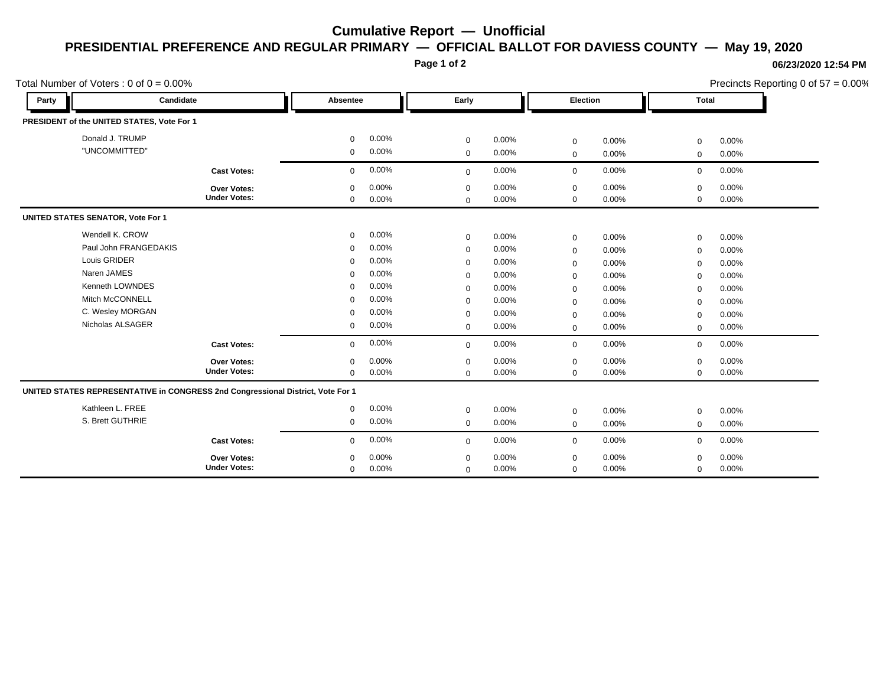# Cumulative Report — Unofficial

## PRESIDENTIAL PREFERENCE AND REGULAR PRIMARY — OFFICIAL BALLOT FOR DAVIESS COUNTY — May 19, 2020

06/23/2020 12:54 PM

Total Number of Voters : 0 of 0 = 0.00%

Precincts Reporting 0 of 57 = 0.00%

| Party | Candidate | Absentee | | Early | | Election | | Total | |
|---|---|---|---|---|---|---|---|---|---|
| **PRESIDENT of the UNITED STATES, Vote For 1** | | | | | | | | | |
| | Donald J. TRUMP | 0 | 0.00% | 0 | 0.00% | 0 | 0.00% | 0 | 0.00% |
| | "UNCOMMITTED" | 0 | 0.00% | 0 | 0.00% | 0 | 0.00% | 0 | 0.00% |
| | **Cast Votes:** | 0 | 0.00% | 0 | 0.00% | 0 | 0.00% | 0 | 0.00% |
| | **Over Votes:** | 0 | 0.00% | 0 | 0.00% | 0 | 0.00% | 0 | 0.00% |
| | **Under Votes:** | 0 | 0.00% | 0 | 0.00% | 0 | 0.00% | 0 | 0.00% |
| **UNITED STATES SENATOR, Vote For 1** | | | | | | | | | |
| | Wendell K. CROW | 0 | 0.00% | 0 | 0.00% | 0 | 0.00% | 0 | 0.00% |
| | Paul John FRANGEDAKIS | 0 | 0.00% | 0 | 0.00% | 0 | 0.00% | 0 | 0.00% |
| | Louis GRIDER | 0 | 0.00% | 0 | 0.00% | 0 | 0.00% | 0 | 0.00% |
| | Naren JAMES | 0 | 0.00% | 0 | 0.00% | 0 | 0.00% | 0 | 0.00% |
| | Kenneth LOWNDES | 0 | 0.00% | 0 | 0.00% | 0 | 0.00% | 0 | 0.00% |
| | Mitch McCONNELL | 0 | 0.00% | 0 | 0.00% | 0 | 0.00% | 0 | 0.00% |
| | C. Wesley MORGAN | 0 | 0.00% | 0 | 0.00% | 0 | 0.00% | 0 | 0.00% |
| | Nicholas ALSAGER | 0 | 0.00% | 0 | 0.00% | 0 | 0.00% | 0 | 0.00% |
| | **Cast Votes:** | 0 | 0.00% | 0 | 0.00% | 0 | 0.00% | 0 | 0.00% |
| | **Over Votes:** | 0 | 0.00% | 0 | 0.00% | 0 | 0.00% | 0 | 0.00% |
| | **Under Votes:** | 0 | 0.00% | 0 | 0.00% | 0 | 0.00% | 0 | 0.00% |
| **UNITED STATES REPRESENTATIVE in CONGRESS 2nd Congressional District, Vote For 1** | | | | | | | | | |
| | Kathleen L. FREE | 0 | 0.00% | 0 | 0.00% | 0 | 0.00% | 0 | 0.00% |
| | S. Brett GUTHRIE | 0 | 0.00% | 0 | 0.00% | 0 | 0.00% | 0 | 0.00% |
| | **Cast Votes:** | 0 | 0.00% | 0 | 0.00% | 0 | 0.00% | 0 | 0.00% |
| | **Over Votes:** | 0 | 0.00% | 0 | 0.00% | 0 | 0.00% | 0 | 0.00% |
| | **Under Votes:** | 0 | 0.00% | 0 | 0.00% | 0 | 0.00% | 0 | 0.00% |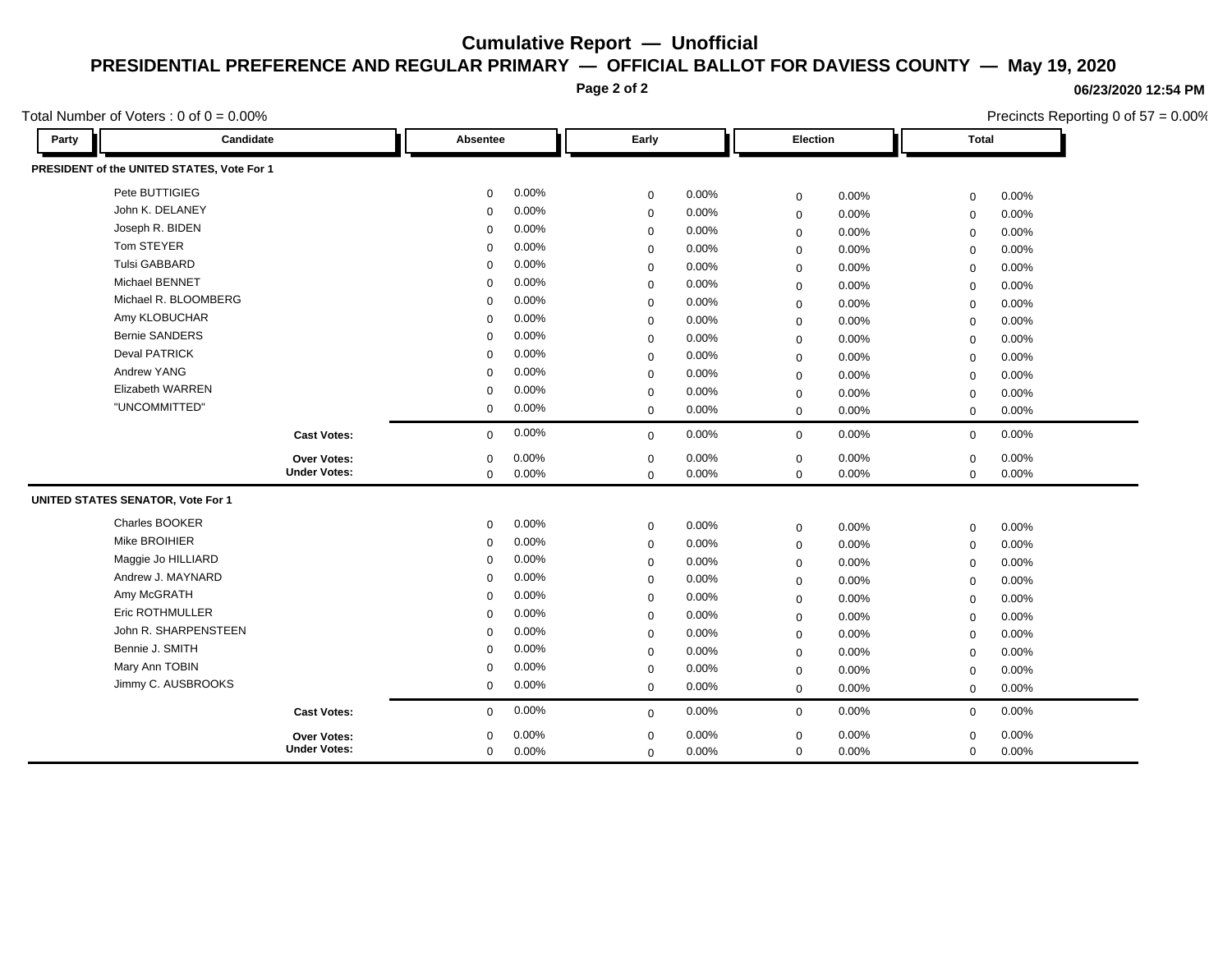# Cumulative Report — Unofficial

## PRESIDENTIAL PREFERENCE AND REGULAR PRIMARY — OFFICIAL BALLOT FOR DAVIESS COUNTY — May 19, 2020

06/23/2020 12:54 PM

Total Number of Voters : 0 of 0 = 0.00%

Precincts Reporting 0 of 57 = 0.00%

| Party | Candidate | Absentee | | Early | | Election | | Total | |
|---|---|---|---|---|---|---|---|---|---|
| **PRESIDENT of the UNITED STATES, Vote For 1** | | | | | | | | | |
| | Pete BUTTIGIEG | 0 | 0.00% | 0 | 0.00% | 0 | 0.00% | 0 | 0.00% |
| | John K. DELANEY | 0 | 0.00% | 0 | 0.00% | 0 | 0.00% | 0 | 0.00% |
| | Joseph R. BIDEN | 0 | 0.00% | 0 | 0.00% | 0 | 0.00% | 0 | 0.00% |
| | Tom STEYER | 0 | 0.00% | 0 | 0.00% | 0 | 0.00% | 0 | 0.00% |
| | Tulsi GABBARD | 0 | 0.00% | 0 | 0.00% | 0 | 0.00% | 0 | 0.00% |
| | Michael BENNET | 0 | 0.00% | 0 | 0.00% | 0 | 0.00% | 0 | 0.00% |
| | Michael R. BLOOMBERG | 0 | 0.00% | 0 | 0.00% | 0 | 0.00% | 0 | 0.00% |
| | Amy KLOBUCHAR | 0 | 0.00% | 0 | 0.00% | 0 | 0.00% | 0 | 0.00% |
| | Bernie SANDERS | 0 | 0.00% | 0 | 0.00% | 0 | 0.00% | 0 | 0.00% |
| | Deval PATRICK | 0 | 0.00% | 0 | 0.00% | 0 | 0.00% | 0 | 0.00% |
| | Andrew YANG | 0 | 0.00% | 0 | 0.00% | 0 | 0.00% | 0 | 0.00% |
| | Elizabeth WARREN | 0 | 0.00% | 0 | 0.00% | 0 | 0.00% | 0 | 0.00% |
| | "UNCOMMITTED" | 0 | 0.00% | 0 | 0.00% | 0 | 0.00% | 0 | 0.00% |
| | **Cast Votes:** | 0 | 0.00% | 0 | 0.00% | 0 | 0.00% | 0 | 0.00% |
| | **Over Votes:** | 0 | 0.00% | 0 | 0.00% | 0 | 0.00% | 0 | 0.00% |
| | **Under Votes:** | 0 | 0.00% | 0 | 0.00% | 0 | 0.00% | 0 | 0.00% |
| **UNITED STATES SENATOR, Vote For 1** | | | | | | | | | |
| | Charles BOOKER | 0 | 0.00% | 0 | 0.00% | 0 | 0.00% | 0 | 0.00% |
| | Mike BROIHIER | 0 | 0.00% | 0 | 0.00% | 0 | 0.00% | 0 | 0.00% |
| | Maggie Jo HILLIARD | 0 | 0.00% | 0 | 0.00% | 0 | 0.00% | 0 | 0.00% |
| | Andrew J. MAYNARD | 0 | 0.00% | 0 | 0.00% | 0 | 0.00% | 0 | 0.00% |
| | Amy McGRATH | 0 | 0.00% | 0 | 0.00% | 0 | 0.00% | 0 | 0.00% |
| | Eric ROTHMULLER | 0 | 0.00% | 0 | 0.00% | 0 | 0.00% | 0 | 0.00% |
| | John R. SHARPENSTEEN | 0 | 0.00% | 0 | 0.00% | 0 | 0.00% | 0 | 0.00% |
| | Bennie J. SMITH | 0 | 0.00% | 0 | 0.00% | 0 | 0.00% | 0 | 0.00% |
| | Mary Ann TOBIN | 0 | 0.00% | 0 | 0.00% | 0 | 0.00% | 0 | 0.00% |
| | Jimmy C. AUSBROOKS | 0 | 0.00% | 0 | 0.00% | 0 | 0.00% | 0 | 0.00% |
| | **Cast Votes:** | 0 | 0.00% | 0 | 0.00% | 0 | 0.00% | 0 | 0.00% |
| | **Over Votes:** | 0 | 0.00% | 0 | 0.00% | 0 | 0.00% | 0 | 0.00% |
| | **Under Votes:** | 0 | 0.00% | 0 | 0.00% | 0 | 0.00% | 0 | 0.00% |